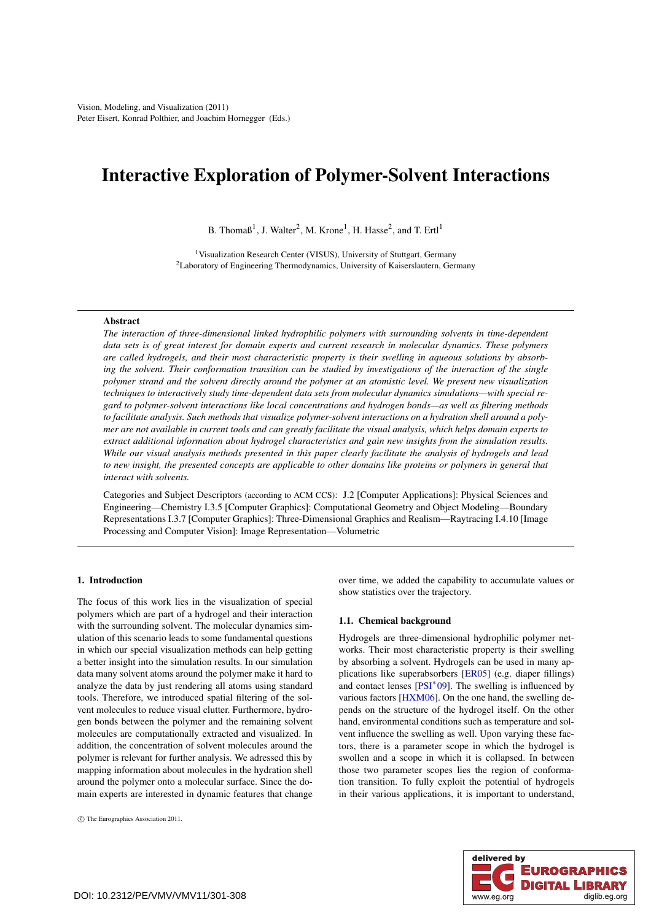# Interactive Exploration of Polymer-Solvent Interactions

B. Thomaß[1], J. Walter[2], M. Krone[1], H. Hasse[2], and T. Ertl[1]

[1]Visualization Research Center (VISUS), University of Stuttgart, Germany
[2]Laboratory of Engineering Thermodynamics, University of Kaiserslautern, Germany

## Abstract

*The interaction of three-dimensional linked hydrophilic polymers with surrounding solvents in time-dependent data sets is of great interest for domain experts and current research in molecular dynamics. These polymers are called hydrogels, and their most characteristic property is their swelling in aqueous solutions by absorbing the solvent. Their conformation transition can be studied by investigations of the interaction of the single polymer strand and the solvent directly around the polymer at an atomistic level. We present new visualization techniques to interactively study time-dependent data sets from molecular dynamics simulations—with special regard to polymer-solvent interactions like local concentrations and hydrogen bonds—as well as filtering methods to facilitate analysis. Such methods that visualize polymer-solvent interactions on a hydration shell around a polymer are not available in current tools and can greatly facilitate the visual analysis, which helps domain experts to extract additional information about hydrogel characteristics and gain new insights from the simulation results. While our visual analysis methods presented in this paper clearly facilitate the analysis of hydrogels and lead to new insight, the presented concepts are applicable to other domains like proteins or polymers in general that interact with solvents.*

Categories and Subject Descriptors (according to ACM CCS): J.2 [Computer Applications]: Physical Sciences and Engineering—Chemistry I.3.5 [Computer Graphics]: Computational Geometry and Object Modeling—Boundary Representations I.3.7 [Computer Graphics]: Three-Dimensional Graphics and Realism—Raytracing I.4.10 [Image Processing and Computer Vision]: Image Representation—Volumetric

## 1. Introduction

The focus of this work lies in the visualization of special polymers which are part of a hydrogel and their interaction with the surrounding solvent. The molecular dynamics simulation of this scenario leads to some fundamental questions in which our special visualization methods can help getting a better insight into the simulation results. In our simulation data many solvent atoms around the polymer make it hard to analyze the data by just rendering all atoms using standard tools. Therefore, we introduced spatial filtering of the solvent molecules to reduce visual clutter. Furthermore, hydrogen bonds between the polymer and the remaining solvent molecules are computationally extracted and visualized. In addition, the concentration of solvent molecules around the polymer is relevant for further analysis. We adressed this by mapping information about molecules in the hydration shell around the polymer onto a molecular surface. Since the domain experts are interested in dynamic features that change over time, we added the capability to accumulate values or show statistics over the trajectory.

### 1.1. Chemical background

Hydrogels are three-dimensional hydrophilic polymer networks. Their most characteristic property is their swelling by absorbing a solvent. Hydrogels can be used in many applications like superabsorbers [ER05] (e.g. diaper fillings) and contact lenses [PSI*09]. The swelling is influenced by various factors [HXM06]. On the one hand, the swelling depends on the structure of the hydrogel itself. On the other hand, environmental conditions such as temperature and solvent influence the swelling as well. Upon varying these factors, there is a parameter scope in which the hydrogel is swollen and a scope in which it is collapsed. In between those two parameter scopes lies the region of conformation transition. To fully exploit the potential of hydrogels in their various applications, it is important to understand,

© The Eurographics Association 2011.

DOI: 10.2312/PE/VMV/VMV11/301-308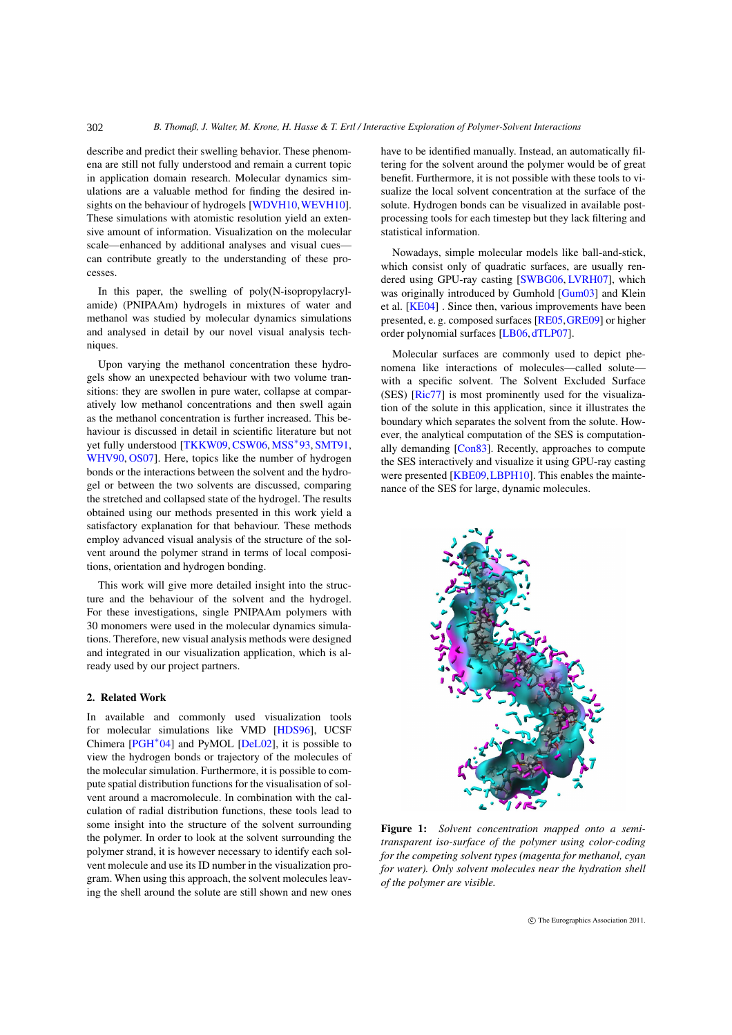describe and predict their swelling behavior. These phenomena are still not fully understood and remain a current topic in application domain research. Molecular dynamics simulations are a valuable method for finding the desired insights on the behaviour of hydrogels [WDVH10, WEVH10]. These simulations with atomistic resolution yield an extensive amount of information. Visualization on the molecular scale—enhanced by additional analyses and visual cues—can contribute greatly to the understanding of these processes.

In this paper, the swelling of poly(N-isopropylacrylamide) (PNIPAAm) hydrogels in mixtures of water and methanol was studied by molecular dynamics simulations and analysed in detail by our novel visual analysis techniques.

Upon varying the methanol concentration these hydrogels show an unexpected behaviour with two volume transitions: they are swollen in pure water, collapse at comparatively low methanol concentrations and then swell again as the methanol concentration is further increased. This behaviour is discussed in detail in scientific literature but not yet fully understood [TKKW09, CSW06, MSS*93, SMT91, WHV90, OS07]. Here, topics like the number of hydrogen bonds or the interactions between the solvent and the hydrogel or between the two solvents are discussed, comparing the stretched and collapsed state of the hydrogel. The results obtained using our methods presented in this work yield a satisfactory explanation for that behaviour. These methods employ advanced visual analysis of the structure of the solvent around the polymer strand in terms of local compositions, orientation and hydrogen bonding.

This work will give more detailed insight into the structure and the behaviour of the solvent and the hydrogel. For these investigations, single PNIPAAm polymers with 30 monomers were used in the molecular dynamics simulations. Therefore, new visual analysis methods were designed and integrated in our visualization application, which is already used by our project partners.

## 2. Related Work

In available and commonly used visualization tools for molecular simulations like VMD [HDS96], UCSF Chimera [PGH*04] and PyMOL [DeL02], it is possible to view the hydrogen bonds or trajectory of the molecules of the molecular simulation. Furthermore, it is possible to compute spatial distribution functions for the visualisation of solvent around a macromolecule. In combination with the calculation of radial distribution functions, these tools lead to some insight into the structure of the solvent surrounding the polymer. In order to look at the solvent surrounding the polymer strand, it is however necessary to identify each solvent molecule and use its ID number in the visualization program. When using this approach, the solvent molecules leaving the shell around the solute are still shown and new ones have to be identified manually. Instead, an automatically filtering for the solvent around the polymer would be of great benefit. Furthermore, it is not possible with these tools to visualize the local solvent concentration at the surface of the solute. Hydrogen bonds can be visualized in available post-processing tools for each timestep but they lack filtering and statistical information.

Nowadays, simple molecular models like ball-and-stick, which consist only of quadratic surfaces, are usually rendered using GPU-ray casting [SWBG06, LVRH07], which was originally introduced by Gumhold [Gum03] and Klein et al. [KE04] . Since then, various improvements have been presented, e. g. composed surfaces [RE05, GRE09] or higher order polynomial surfaces [LB06, dTLP07].

Molecular surfaces are commonly used to depict phenomena like interactions of molecules—called solute—with a specific solvent. The Solvent Excluded Surface (SES) [Ric77] is most prominently used for the visualization of the solute in this application, since it illustrates the boundary which separates the solvent from the solute. However, the analytical computation of the SES is computationally demanding [Con83]. Recently, approaches to compute the SES interactively and visualize it using GPU-ray casting were presented [KBE09, LBPH10]. This enables the maintenance of the SES for large, dynamic molecules.

**Figure 1:** *Solvent concentration mapped onto a semi-transparent iso-surface of the polymer using color-coding for the competing solvent types (magenta for methanol, cyan for water). Only solvent molecules near the hydration shell of the polymer are visible.*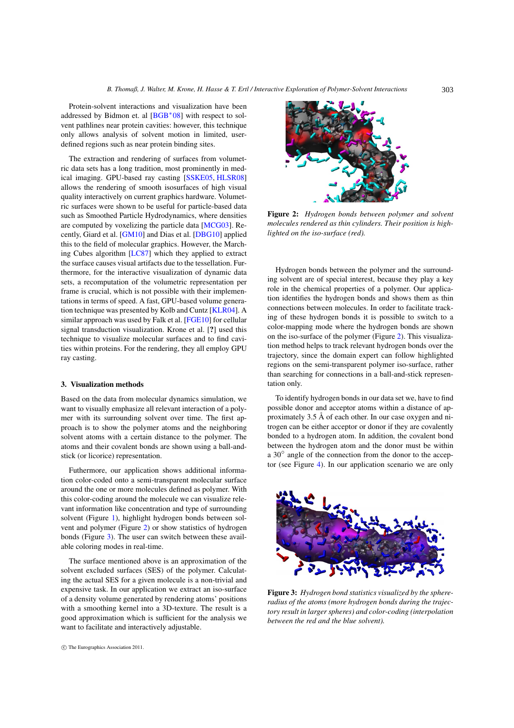Protein-solvent interactions and visualization have been addressed by Bidmon et. al [BGB*08] with respect to solvent pathlines near protein cavities: however, this technique only allows analysis of solvent motion in limited, user-defined regions such as near protein binding sites.

The extraction and rendering of surfaces from volumetric data sets has a long tradition, most prominently in medical imaging. GPU-based ray casting [SSKE05, HLSR08] allows the rendering of smooth isosurfaces of high visual quality interactively on current graphics hardware. Volumetric surfaces were shown to be useful for particle-based data such as Smoothed Particle Hydrodynamics, where densities are computed by voxelizing the particle data [MCG03]. Recently, Giard et al. [GM10] and Dias et al. [DBG10] applied this to the field of molecular graphics. However, the Marching Cubes algorithm [LC87] which they applied to extract the surface causes visual artifacts due to the tessellation. Furthermore, for the interactive visualization of dynamic data sets, a recomputation of the volumetric representation per frame is crucial, which is not possible with their implementations in terms of speed. A fast, GPU-based volume generation technique was presented by Kolb and Cuntz [KLR04]. A similar approach was used by Falk et al. [FGE10] for cellular signal transduction visualization. Krone et al. [?] used this technique to visualize molecular surfaces and to find cavities within proteins. For the rendering, they all employ GPU ray casting.

## 3. Visualization methods

Based on the data from molecular dynamics simulation, we want to visually emphasize all relevant interaction of a polymer with its surrounding solvent over time. The first approach is to show the polymer atoms and the neighboring solvent atoms with a certain distance to the polymer. The atoms and their covalent bonds are shown using a ball-and-stick (or licorice) representation.

Futhermore, our application shows additional information color-coded onto a semi-transparent molecular surface around the one or more molecules defined as polymer. With this color-coding around the molecule we can visualize relevant information like concentration and type of surrounding solvent (Figure 1), highlight hydrogen bonds between solvent and polymer (Figure 2) or show statistics of hydrogen bonds (Figure 3). The user can switch between these available coloring modes in real-time.

The surface mentioned above is an approximation of the solvent excluded surfaces (SES) of the polymer. Calculating the actual SES for a given molecule is a non-trivial and expensive task. In our application we extract an iso-surface of a density volume generated by rendering atoms' positions with a smoothing kernel into a 3D-texture. The result is a good approximation which is sufficient for the analysis we want to facilitate and interactively adjustable.

**Figure 2:** *Hydrogen bonds between polymer and solvent molecules rendered as thin cylinders. Their position is highlighted on the iso-surface (red).*

Hydrogen bonds between the polymer and the surrounding solvent are of special interest, because they play a key role in the chemical properties of a polymer. Our application identifies the hydrogen bonds and shows them as thin connections between molecules. In order to facilitate tracking of these hydrogen bonds it is possible to switch to a color-mapping mode where the hydrogen bonds are shown on the iso-surface of the polymer (Figure 2). This visualization method helps to track relevant hydrogen bonds over the trajectory, since the domain expert can follow highlighted regions on the semi-transparent polymer iso-surface, rather than searching for connections in a ball-and-stick representation only.

To identify hydrogen bonds in our data set we, have to find possible donor and acceptor atoms within a distance of approximately 3.5 Å of each other. In our case oxygen and nitrogen can be either acceptor or donor if they are covalently bonded to a hydrogen atom. In addition, the covalent bond between the hydrogen atom and the donor must be within a $30^{\circ}$ angle of the connection from the donor to the acceptor (see Figure 4). In our application scenario we are only

**Figure 3:** *Hydrogen bond statistics visualized by the sphere-radius of the atoms (more hydrogen bonds during the trajectory result in larger spheres) and color-coding (interpolation between the red and the blue solvent).*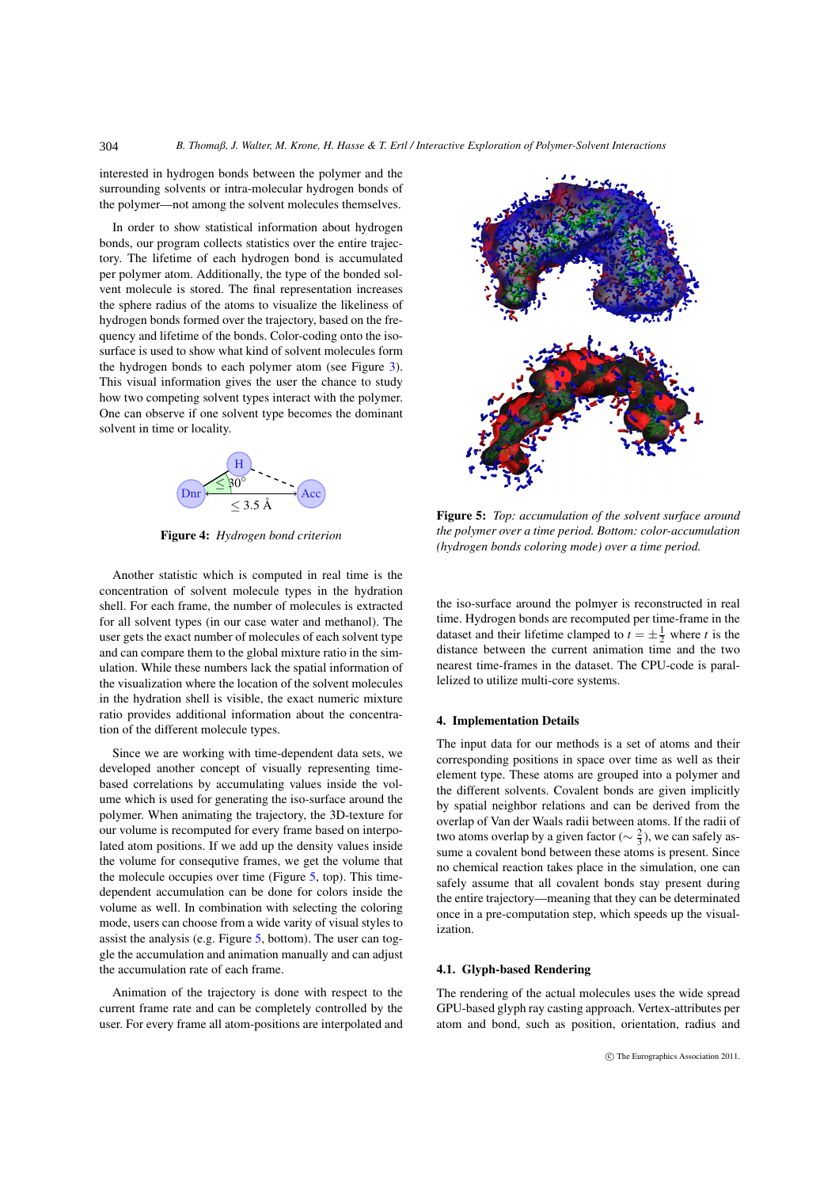interested in hydrogen bonds between the polymer and the surrounding solvents or intra-molecular hydrogen bonds of the polymer—not among the solvent molecules themselves.

In order to show statistical information about hydrogen bonds, our program collects statistics over the entire trajectory. The lifetime of each hydrogen bond is accumulated per polymer atom. Additionally, the type of the bonded solvent molecule is stored. The final representation increases the sphere radius of the atoms to visualize the likeliness of hydrogen bonds formed over the trajectory, based on the frequency and lifetime of the bonds. Color-coding onto the iso-surface is used to show what kind of solvent molecules form the hydrogen bonds to each polymer atom (see Figure 3). This visual information gives the user the chance to study how two competing solvent types interact with the polymer. One can observe if one solvent type becomes the dominant solvent in time or locality.

**Figure 4:** *Hydrogen bond criterion*

Another statistic which is computed in real time is the concentration of solvent molecule types in the hydration shell. For each frame, the number of molecules is extracted for all solvent types (in our case water and methanol). The user gets the exact number of molecules of each solvent type and can compare them to the global mixture ratio in the simulation. While these numbers lack the spatial information of the visualization where the location of the solvent molecules in the hydration shell is visible, the exact numeric mixture ratio provides additional information about the concentration of the different molecule types.

Since we are working with time-dependent data sets, we developed another concept of visually representing time-based correlations by accumulating values inside the volume which is used for generating the iso-surface around the polymer. When animating the trajectory, the 3D-texture for our volume is recomputed for every frame based on interpolated atom positions. If we add up the density values inside the volume for consequtive frames, we get the volume that the molecule occupies over time (Figure 5, top). This time-dependent accumulation can be done for colors inside the volume as well. In combination with selecting the coloring mode, users can choose from a wide varity of visual styles to assist the analysis (e.g. Figure 5, bottom). The user can toggle the accumulation and animation manually and can adjust the accumulation rate of each frame.

Animation of the trajectory is done with respect to the current frame rate and can be completely controlled by the user. For every frame all atom-positions are interpolated and the iso-surface around the polmyer is reconstructed in real time. Hydrogen bonds are recomputed per time-frame in the dataset and their lifetime clamped to $t = \pm\frac{1}{2}$ where $t$ is the distance between the current animation time and the two nearest time-frames in the dataset. The CPU-code is parallelized to utilize multi-core systems.

**Figure 5:** *Top: accumulation of the solvent surface around the polymer over a time period. Bottom: color-accumulation (hydrogen bonds coloring mode) over a time period.*

## 4. Implementation Details

The input data for our methods is a set of atoms and their corresponding positions in space over time as well as their element type. These atoms are grouped into a polymer and the different solvents. Covalent bonds are given implicitly by spatial neighbor relations and can be derived from the overlap of Van der Waals radii between atoms. If the radii of two atoms overlap by a given factor ($\sim \frac{2}{3}$), we can safely assume a covalent bond between these atoms is present. Since no chemical reaction takes place in the simulation, one can safely assume that all covalent bonds stay present during the entire trajectory—meaning that they can be determinated once in a pre-computation step, which speeds up the visualization.

### 4.1. Glyph-based Rendering

The rendering of the actual molecules uses the wide spread GPU-based glyph ray casting approach. Vertex-attributes per atom and bond, such as position, orientation, radius and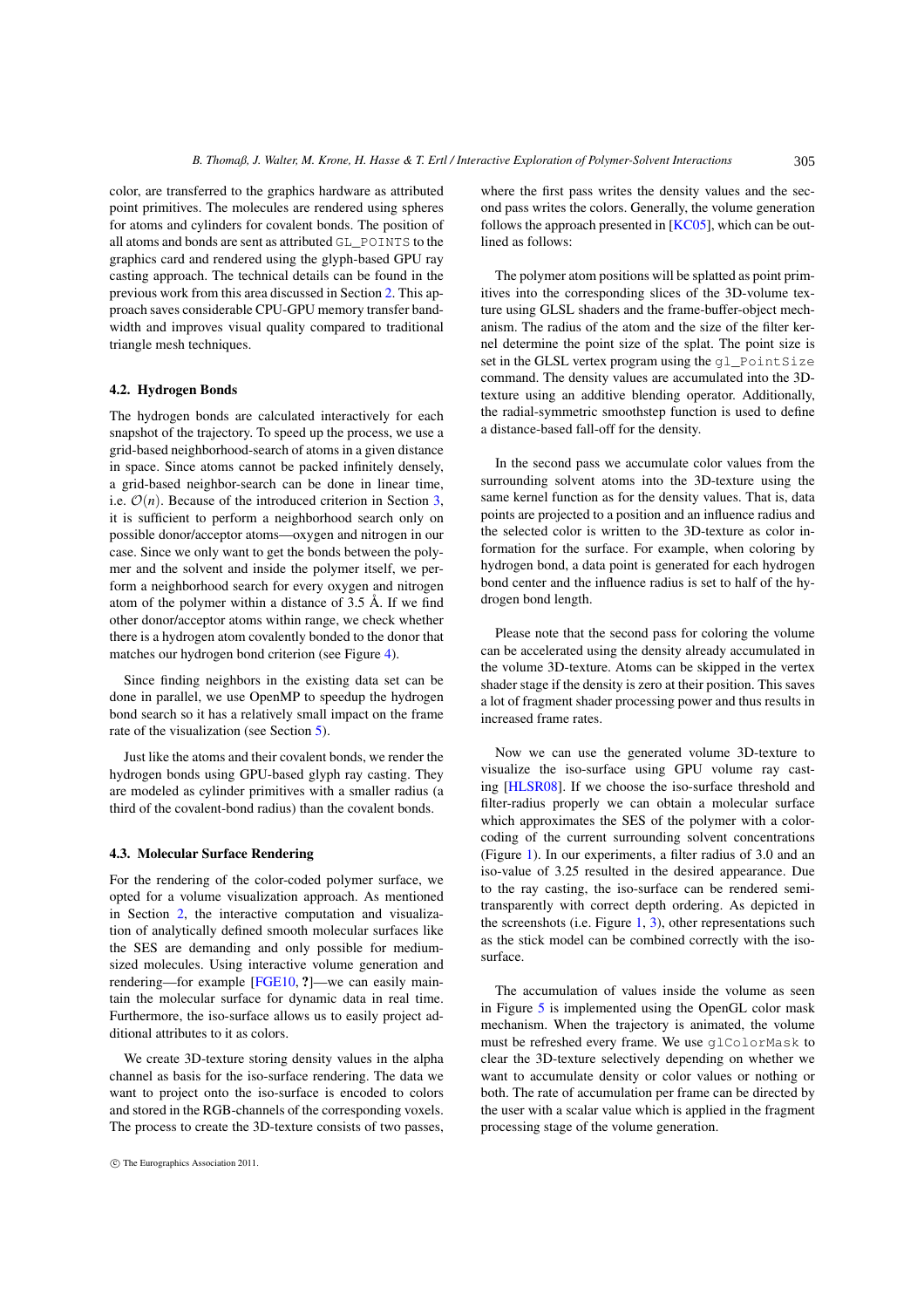color, are transferred to the graphics hardware as attributed point primitives. The molecules are rendered using spheres for atoms and cylinders for covalent bonds. The position of all atoms and bonds are sent as attributed `GL_POINTS` to the graphics card and rendered using the glyph-based GPU ray casting approach. The technical details can be found in the previous work from this area discussed in Section 2. This approach saves considerable CPU-GPU memory transfer bandwidth and improves visual quality compared to traditional triangle mesh techniques.

### 4.2. Hydrogen Bonds

The hydrogen bonds are calculated interactively for each snapshot of the trajectory. To speed up the process, we use a grid-based neighborhood-search of atoms in a given distance in space. Since atoms cannot be packed infinitely densely, a grid-based neighbor-search can be done in linear time, i.e. $\mathcal{O}(n)$. Because of the introduced criterion in Section 3, it is sufficient to perform a neighborhood search only on possible donor/acceptor atoms—oxygen and nitrogen in our case. Since we only want to get the bonds between the polymer and the solvent and inside the polymer itself, we perform a neighborhood search for every oxygen and nitrogen atom of the polymer within a distance of 3.5 Å. If we find other donor/acceptor atoms within range, we check whether there is a hydrogen atom covalently bonded to the donor that matches our hydrogen bond criterion (see Figure 4).

Since finding neighbors in the existing data set can be done in parallel, we use OpenMP to speedup the hydrogen bond search so it has a relatively small impact on the frame rate of the visualization (see Section 5).

Just like the atoms and their covalent bonds, we render the hydrogen bonds using GPU-based glyph ray casting. They are modeled as cylinder primitives with a smaller radius (a third of the covalent-bond radius) than the covalent bonds.

### 4.3. Molecular Surface Rendering

For the rendering of the color-coded polymer surface, we opted for a volume visualization approach. As mentioned in Section 2, the interactive computation and visualization of analytically defined smooth molecular surfaces like the SES are demanding and only possible for medium-sized molecules. Using interactive volume generation and rendering—for example [FGE10, **?**]—we can easily maintain the molecular surface for dynamic data in real time. Furthermore, the iso-surface allows us to easily project additional attributes to it as colors.

We create 3D-texture storing density values in the alpha channel as basis for the iso-surface rendering. The data we want to project onto the iso-surface is encoded to colors and stored in the RGB-channels of the corresponding voxels. The process to create the 3D-texture consists of two passes, where the first pass writes the density values and the second pass writes the colors. Generally, the volume generation follows the approach presented in [KC05], which can be outlined as follows:

The polymer atom positions will be splatted as point primitives into the corresponding slices of the 3D-volume texture using GLSL shaders and the frame-buffer-object mechanism. The radius of the atom and the size of the filter kernel determine the point size of the splat. The point size is set in the GLSL vertex program using the `gl_PointSize` command. The density values are accumulated into the 3D-texture using an additive blending operator. Additionally, the radial-symmetric smoothstep function is used to define a distance-based fall-off for the density.

In the second pass we accumulate color values from the surrounding solvent atoms into the 3D-texture using the same kernel function as for the density values. That is, data points are projected to a position and an influence radius and the selected color is written to the 3D-texture as color information for the surface. For example, when coloring by hydrogen bond, a data point is generated for each hydrogen bond center and the influence radius is set to half of the hydrogen bond length.

Please note that the second pass for coloring the volume can be accelerated using the density already accumulated in the volume 3D-texture. Atoms can be skipped in the vertex shader stage if the density is zero at their position. This saves a lot of fragment shader processing power and thus results in increased frame rates.

Now we can use the generated volume 3D-texture to visualize the iso-surface using GPU volume ray casting [HLSR08]. If we choose the iso-surface threshold and filter-radius properly we can obtain a molecular surface which approximates the SES of the polymer with a color-coding of the current surrounding solvent concentrations (Figure 1). In our experiments, a filter radius of 3.0 and an iso-value of 3.25 resulted in the desired appearance. Due to the ray casting, the iso-surface can be rendered semi-transparently with correct depth ordering. As depicted in the screenshots (i.e. Figure 1, 3), other representations such as the stick model can be combined correctly with the iso-surface.

The accumulation of values inside the volume as seen in Figure 5 is implemented using the OpenGL color mask mechanism. When the trajectory is animated, the volume must be refreshed every frame. We use `glColorMask` to clear the 3D-texture selectively depending on whether we want to accumulate density or color values or nothing or both. The rate of accumulation per frame can be directed by the user with a scalar value which is applied in the fragment processing stage of the volume generation.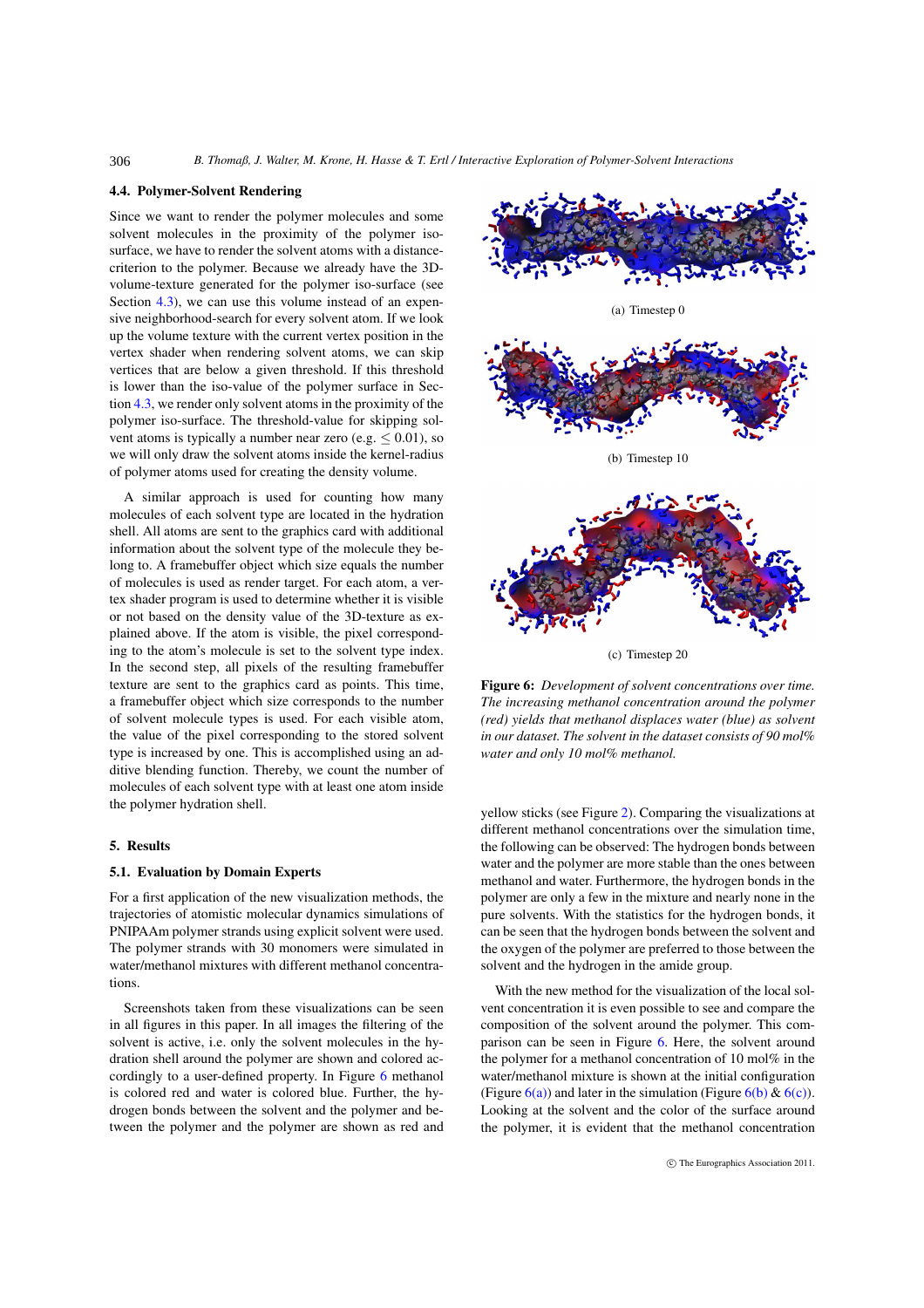### 4.4. Polymer-Solvent Rendering

Since we want to render the polymer molecules and some solvent molecules in the proximity of the polymer iso-surface, we have to render the solvent atoms with a distance-criterion to the polymer. Because we already have the 3D-volume-texture generated for the polymer iso-surface (see Section 4.3), we can use this volume instead of an expensive neighborhood-search for every solvent atom. If we look up the volume texture with the current vertex position in the vertex shader when rendering solvent atoms, we can skip vertices that are below a given threshold. If this threshold is lower than the iso-value of the polymer surface in Section 4.3, we render only solvent atoms in the proximity of the polymer iso-surface. The threshold-value for skipping solvent atoms is typically a number near zero (e.g. $\leq 0.01$), so we will only draw the solvent atoms inside the kernel-radius of polymer atoms used for creating the density volume.

A similar approach is used for counting how many molecules of each solvent type are located in the hydration shell. All atoms are sent to the graphics card with additional information about the solvent type of the molecule they belong to. A framebuffer object which size equals the number of molecules is used as render target. For each atom, a vertex shader program is used to determine whether it is visible or not based on the density value of the 3D-texture as explained above. If the atom is visible, the pixel corresponding to the atom's molecule is set to the solvent type index. In the second step, all pixels of the resulting framebuffer texture are sent to the graphics card as points. This time, a framebuffer object which size corresponds to the number of solvent molecule types is used. For each visible atom, the value of the pixel corresponding to the stored solvent type is increased by one. This is accomplished using an additive blending function. Thereby, we count the number of molecules of each solvent type with at least one atom inside the polymer hydration shell.

## 5. Results

### 5.1. Evaluation by Domain Experts

For a first application of the new visualization methods, the trajectories of atomistic molecular dynamics simulations of PNIPAAm polymer strands using explicit solvent were used. The polymer strands with 30 monomers were simulated in water/methanol mixtures with different methanol concentrations.

Screenshots taken from these visualizations can be seen in all figures in this paper. In all images the filtering of the solvent is active, i.e. only the solvent molecules in the hydration shell around the polymer are shown and colored accordingly to a user-defined property. In Figure 6 methanol is colored red and water is colored blue. Further, the hydrogen bonds between the solvent and the polymer and between the polymer and the polymer are shown as red and yellow sticks (see Figure 2). Comparing the visualizations at different methanol concentrations over the simulation time, the following can be observed: The hydrogen bonds between water and the polymer are more stable than the ones between methanol and water. Furthermore, the hydrogen bonds in the polymer are only a few in the mixture and nearly none in the pure solvents. With the statistics for the hydrogen bonds, it can be seen that the hydrogen bonds between the solvent and the oxygen of the polymer are preferred to those between the solvent and the hydrogen in the amide group.

(a) Timestep 0

(b) Timestep 10

(c) Timestep 20

**Figure 6:** *Development of solvent concentrations over time. The increasing methanol concentration around the polymer (red) yields that methanol displaces water (blue) as solvent in our dataset. The solvent in the dataset consists of 90 mol% water and only 10 mol% methanol.*

With the new method for the visualization of the local solvent concentration it is even possible to see and compare the composition of the solvent around the polymer. This comparison can be seen in Figure 6. Here, the solvent around the polymer for a methanol concentration of 10 mol% in the water/methanol mixture is shown at the initial configuration (Figure 6(a)) and later in the simulation (Figure 6(b) & 6(c)). Looking at the solvent and the color of the surface around the polymer, it is evident that the methanol concentration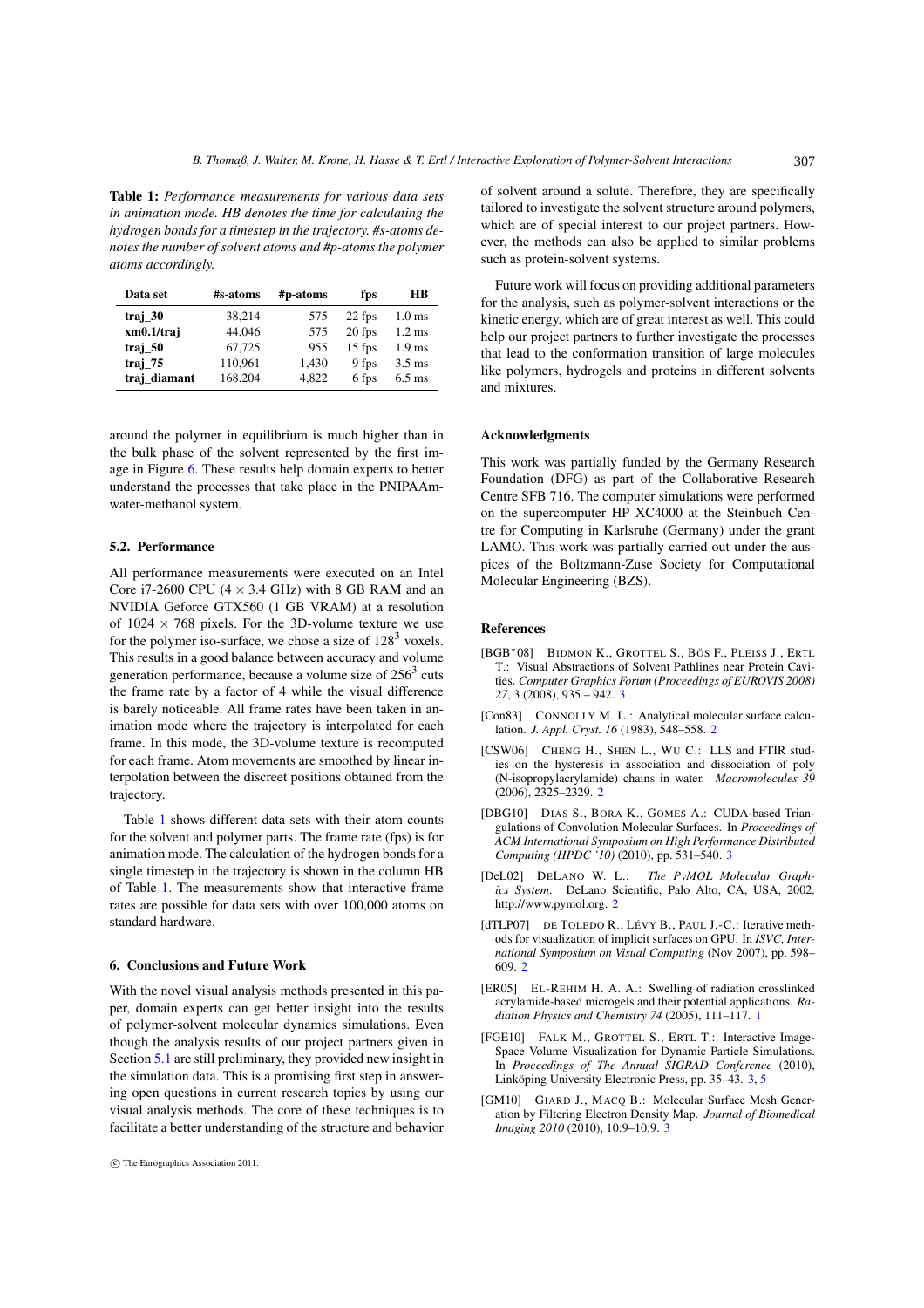**Table 1:** *Performance measurements for various data sets in animation mode. HB denotes the time for calculating the hydrogen bonds for a timestep in the trajectory. #s-atoms denotes the number of solvent atoms and #p-atoms the polymer atoms accordingly.*

| Data set | #s-atoms | #p-atoms | fps | HB |
|---|---|---|---|---|
| **traj_30** | 38,214 | 575 | 22 fps | 1.0 ms |
| **xm0.1/traj** | 44,046 | 575 | 20 fps | 1.2 ms |
| **traj_50** | 67,725 | 955 | 15 fps | 1.9 ms |
| **traj_75** | 110,961 | 1,430 | 9 fps | 3.5 ms |
| **traj_diamant** | 168.204 | 4,822 | 6 fps | 6.5 ms |

around the polymer in equilibrium is much higher than in the bulk phase of the solvent represented by the first image in Figure 6. These results help domain experts to better understand the processes that take place in the PNIPAAm-water-methanol system.

### 5.2. Performance

All performance measurements were executed on an Intel Core i7-2600 CPU ($4 \times 3.4$ GHz) with 8 GB RAM and an NVIDIA Geforce GTX560 (1 GB VRAM) at a resolution of $1024 \times 768$ pixels. For the 3D-volume texture we use for the polymer iso-surface, we chose a size of $128^3$ voxels. This results in a good balance between accuracy and volume generation performance, because a volume size of $256^3$ cuts the frame rate by a factor of 4 while the visual difference is barely noticeable. All frame rates have been taken in animation mode where the trajectory is interpolated for each frame. In this mode, the 3D-volume texture is recomputed for each frame. Atom movements are smoothed by linear interpolation between the discreet positions obtained from the trajectory.

Table 1 shows different data sets with their atom counts for the solvent and polymer parts. The frame rate (fps) is for animation mode. The calculation of the hydrogen bonds for a single timestep in the trajectory is shown in the column HB of Table 1. The measurements show that interactive frame rates are possible for data sets with over 100,000 atoms on standard hardware.

## 6. Conclusions and Future Work

With the novel visual analysis methods presented in this paper, domain experts can get better insight into the results of polymer-solvent molecular dynamics simulations. Even though the analysis results of our project partners given in Section 5.1 are still preliminary, they provided new insight in the simulation data. This is a promising first step in answering open questions in current research topics by using our visual analysis methods. The core of these techniques is to facilitate a better understanding of the structure and behavior of solvent around a solute. Therefore, they are specifically tailored to investigate the solvent structure around polymers, which are of special interest to our project partners. However, the methods can also be applied to similar problems such as protein-solvent systems.

Future work will focus on providing additional parameters for the analysis, such as polymer-solvent interactions or the kinetic energy, which are of great interest as well. This could help our project partners to further investigate the processes that lead to the conformation transition of large molecules like polymers, hydrogels and proteins in different solvents and mixtures.

## Acknowledgments

This work was partially funded by the Germany Research Foundation (DFG) as part of the Collaborative Research Centre SFB 716. The computer simulations were performed on the supercomputer HP XC4000 at the Steinbuch Centre for Computing in Karlsruhe (Germany) under the grant LAMO. This work was partially carried out under the auspices of the Boltzmann-Zuse Society for Computational Molecular Engineering (BZS).

## References

[BGB*08] BIDMON K., GROTTEL S., BÖS F., PLEISS J., ERTL T.: Visual Abstractions of Solvent Pathlines near Protein Cavities. *Computer Graphics Forum (Proceedings of EUROVIS 2008) 27*, 3 (2008), 935 – 942. 3

[Con83] CONNOLLY M. L.: Analytical molecular surface calculation. *J. Appl. Cryst. 16* (1983), 548–558. 2

[CSW06] CHENG H., SHEN L., WU C.: LLS and FTIR studies on the hysteresis in association and dissociation of poly (N-isopropylacrylamide) chains in water. *Macromolecules 39* (2006), 2325–2329. 2

[DBG10] DIAS S., BORA K., GOMES A.: CUDA-based Triangulations of Convolution Molecular Surfaces. In *Proceedings of ACM International Symposium on High Performance Distributed Computing (HPDC '10)* (2010), pp. 531–540. 3

[DeL02] DELANO W. L.: *The PyMOL Molecular Graphics System*. DeLano Scientific, Palo Alto, CA, USA, 2002. http://www.pymol.org. 2

[dTLP07] DE TOLEDO R., LÉVY B., PAUL J.-C.: Iterative methods for visualization of implicit surfaces on GPU. In *ISVC, International Symposium on Visual Computing* (Nov 2007), pp. 598–609. 2

[ER05] EL-REHIM H. A. A.: Swelling of radiation crosslinked acrylamide-based microgels and their potential applications. *Radiation Physics and Chemistry 74* (2005), 111–117. 1

[FGE10] FALK M., GROTTEL S., ERTL T.: Interactive Image-Space Volume Visualization for Dynamic Particle Simulations. In *Proceedings of The Annual SIGRAD Conference* (2010), Linköping University Electronic Press, pp. 35–43. 3, 5

[GM10] GIARD J., MACQ B.: Molecular Surface Mesh Generation by Filtering Electron Density Map. *Journal of Biomedical Imaging 2010* (2010), 10:9–10:9. 3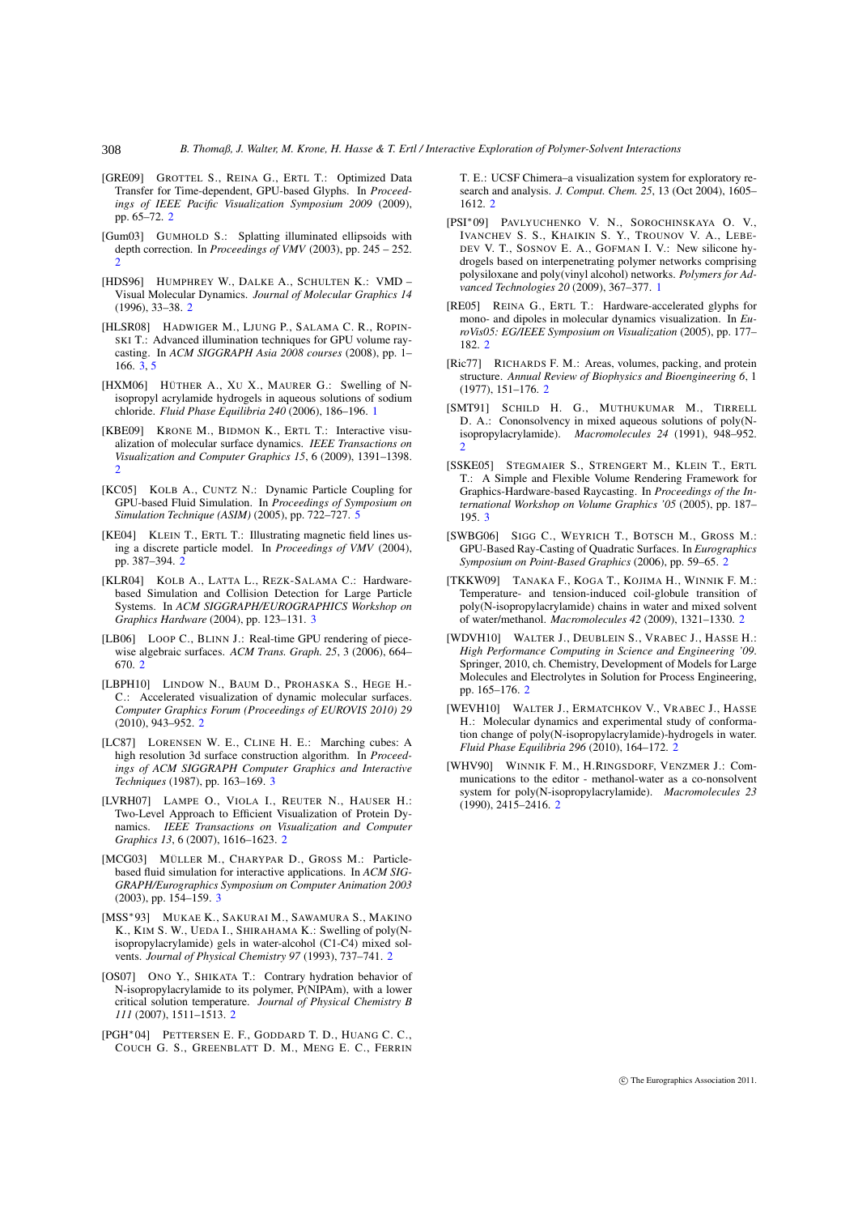[GRE09] GROTTEL S., REINA G., ERTL T.: Optimized Data Transfer for Time-dependent, GPU-based Glyphs. In *Proceedings of IEEE Pacific Visualization Symposium 2009* (2009), pp. 65–72. 2

[Gum03] GUMHOLD S.: Splatting illuminated ellipsoids with depth correction. In *Proceedings of VMV* (2003), pp. 245 – 252. 2

[HDS96] HUMPHREY W., DALKE A., SCHULTEN K.: VMD – Visual Molecular Dynamics. *Journal of Molecular Graphics 14* (1996), 33–38. 2

[HLSR08] HADWIGER M., LJUNG P., SALAMA C. R., ROPINSKI T.: Advanced illumination techniques for GPU volume raycasting. In *ACM SIGGRAPH Asia 2008 courses* (2008), pp. 1–166. 3, 5

[HXM06] HÜTHER A., XU X., MAURER G.: Swelling of N-isopropyl acrylamide hydrogels in aqueous solutions of sodium chloride. *Fluid Phase Equilibria 240* (2006), 186–196. 1

[KBE09] KRONE M., BIDMON K., ERTL T.: Interactive visualization of molecular surface dynamics. *IEEE Transactions on Visualization and Computer Graphics 15*, 6 (2009), 1391–1398. 2

[KC05] KOLB A., CUNTZ N.: Dynamic Particle Coupling for GPU-based Fluid Simulation. In *Proceedings of Symposium on Simulation Technique (ASIM)* (2005), pp. 722–727. 5

[KE04] KLEIN T., ERTL T.: Illustrating magnetic field lines using a discrete particle model. In *Proceedings of VMV* (2004), pp. 387–394. 2

[KLR04] KOLB A., LATTA L., REZK-SALAMA C.: Hardware-based Simulation and Collision Detection for Large Particle Systems. In *ACM SIGGRAPH/EUROGRAPHICS Workshop on Graphics Hardware* (2004), pp. 123–131. 3

[LB06] LOOP C., BLINN J.: Real-time GPU rendering of piecewise algebraic surfaces. *ACM Trans. Graph. 25*, 3 (2006), 664–670. 2

[LBPH10] LINDOW N., BAUM D., PROHASKA S., HEGE H.-C.: Accelerated visualization of dynamic molecular surfaces. *Computer Graphics Forum (Proceedings of EUROVIS 2010) 29* (2010), 943–952. 2

[LC87] LORENSEN W. E., CLINE H. E.: Marching cubes: A high resolution 3d surface construction algorithm. In *Proceedings of ACM SIGGRAPH Computer Graphics and Interactive Techniques* (1987), pp. 163–169. 3

[LVRH07] LAMPE O., VIOLA I., REUTER N., HAUSER H.: Two-Level Approach to Efficient Visualization of Protein Dynamics. *IEEE Transactions on Visualization and Computer Graphics 13*, 6 (2007), 1616–1623. 2

[MCG03] MÜLLER M., CHARYPAR D., GROSS M.: Particle-based fluid simulation for interactive applications. In *ACM SIGGRAPH/Eurographics Symposium on Computer Animation 2003* (2003), pp. 154–159. 3

[MSS*93] MUKAE K., SAKURAI M., SAWAMURA S., MAKINO K., KIM S. W., UEDA I., SHIRAHAMA K.: Swelling of poly(N-isopropylacrylamide) gels in water-alcohol (C1-C4) mixed solvents. *Journal of Physical Chemistry 97* (1993), 737–741. 2

[OS07] ONO Y., SHIKATA T.: Contrary hydration behavior of N-isopropylacrylamide to its polymer, P(NIPAm), with a lower critical solution temperature. *Journal of Physical Chemistry B 111* (2007), 1511–1513. 2

[PGH*04] PETTERSEN E. F., GODDARD T. D., HUANG C. C., COUCH G. S., GREENBLATT D. M., MENG E. C., FERRIN T. E.: UCSF Chimera–a visualization system for exploratory research and analysis. *J. Comput. Chem. 25*, 13 (Oct 2004), 1605–1612. 2

[PSI*09] PAVLYUCHENKO V. N., SOROCHINSKAYA O. V., IVANCHEV S. S., KHAIKIN S. Y., TROUNOV V. A., LEBEDEV V. T., SOSNOV E. A., GOFMAN I. V.: New silicone hydrogels based on interpenetrating polymer networks comprising polysiloxane and poly(vinyl alcohol) networks. *Polymers for Advanced Technologies 20* (2009), 367–377. 1

[RE05] REINA G., ERTL T.: Hardware-accelerated glyphs for mono- and dipoles in molecular dynamics visualization. In *EuroVis05: EG/IEEE Symposium on Visualization* (2005), pp. 177–182. 2

[Ric77] RICHARDS F. M.: Areas, volumes, packing, and protein structure. *Annual Review of Biophysics and Bioengineering 6*, 1 (1977), 151–176. 2

[SMT91] SCHILD H. G., MUTHUKUMAR M., TIRRELL D. A.: Cononsolvency in mixed aqueous solutions of poly(N-isopropylacrylamide). *Macromolecules 24* (1991), 948–952. 2

[SSKE05] STEGMAIER S., STRENGERT M., KLEIN T., ERTL T.: A Simple and Flexible Volume Rendering Framework for Graphics-Hardware-based Raycasting. In *Proceedings of the International Workshop on Volume Graphics '05* (2005), pp. 187–195. 3

[SWBG06] SIGG C., WEYRICH T., BOTSCH M., GROSS M.: GPU-Based Ray-Casting of Quadratic Surfaces. In *Eurographics Symposium on Point-Based Graphics* (2006), pp. 59–65. 2

[TKKW09] TANAKA F., KOGA T., KOJIMA H., WINNIK F. M.: Temperature- and tension-induced coil-globule transition of poly(N-isopropylacrylamide) chains in water and mixed solvent of water/methanol. *Macromolecules 42* (2009), 1321–1330. 2

[WDVH10] WALTER J., DEUBLEIN S., VRABEC J., HASSE H.: *High Performance Computing in Science and Engineering '09*. Springer, 2010, ch. Chemistry, Development of Models for Large Molecules and Electrolytes in Solution for Process Engineering, pp. 165–176. 2

[WEVH10] WALTER J., ERMATCHKOV V., VRABEC J., HASSE H.: Molecular dynamics and experimental study of conformation change of poly(N-isopropylacrylamide)-hydrogels in water. *Fluid Phase Equilibria 296* (2010), 164–172. 2

[WHV90] WINNIK F. M., H.RINGSDORF, VENZMER J.: Communications to the editor - methanol-water as a co-nonsolvent system for poly(N-isopropylacrylamide). *Macromolecules 23* (1990), 2415–2416. 2